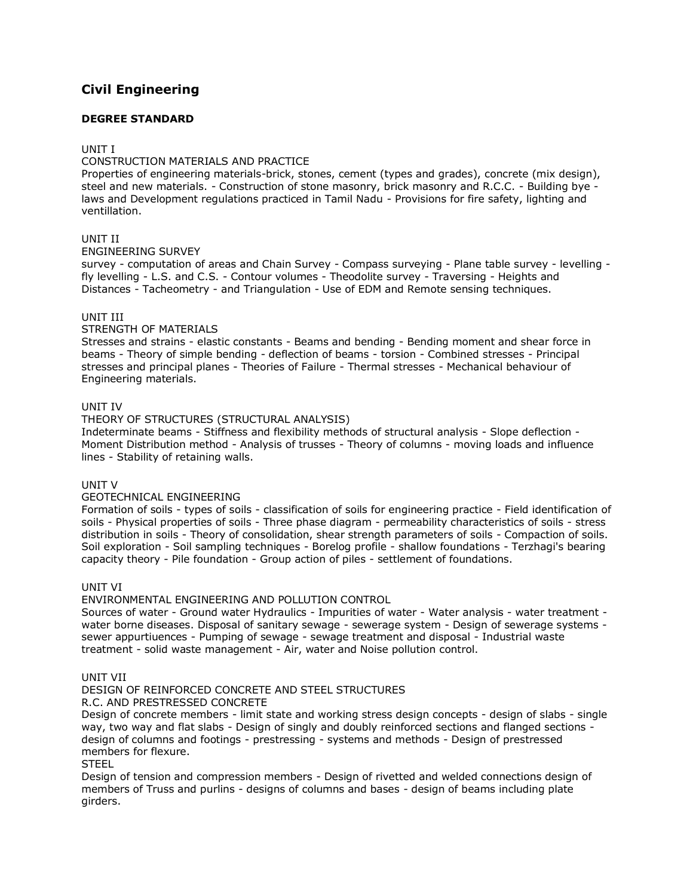# Civil Engineering

## DEGREE STANDARD

UNIT I

CONSTRUCTION MATERIALS AND PRACTICE

Properties of engineering materials-brick, stones, cement (types and grades), concrete (mix design), steel and new materials. - Construction of stone masonry, brick masonry and R.C.C. - Building bye - laws and Development regulations practiced in Tamil Nadu - Provisions for fire safety, lighting and ventillation.

UNIT II

ENGINEERING SURVEY

survey - computation of areas and Chain Survey - Compass surveying - Plane table survey - levelling - fly levelling - L.S. and C.S. - Contour volumes - Theodolite survey - Traversing - Heights and Distances - Tacheometry - and Triangulation - Use of EDM and Remote sensing techniques.

UNIT III

STRENGTH OF MATERIALS

Stresses and strains - elastic constants - Beams and bending - Bending moment and shear force in beams - Theory of simple bending - deflection of beams - torsion - Combined stresses - Principal stresses and principal planes - Theories of Failure - Thermal stresses - Mechanical behaviour of Engineering materials.

UNIT IV

THEORY OF STRUCTURES (STRUCTURAL ANALYSIS)

Indeterminate beams - Stiffness and flexibility methods of structural analysis - Slope deflection - Moment Distribution method - Analysis of trusses - Theory of columns - moving loads and influence lines - Stability of retaining walls.

UNIT V

GEOTECHNICAL ENGINEERING

Formation of soils - types of soils - classification of soils for engineering practice - Field identification of soils - Physical properties of soils - Three phase diagram - permeability characteristics of soils - stress distribution in soils - Theory of consolidation, shear strength parameters of soils - Compaction of soils. Soil exploration - Soil sampling techniques - Borelog profile - shallow foundations - Terzhagi's bearing capacity theory - Pile foundation - Group action of piles - settlement of foundations.

UNIT VI

ENVIRONMENTAL ENGINEERING AND POLLUTION CONTROL

Sources of water - Ground water Hydraulics - Impurities of water - Water analysis - water treatment - water borne diseases. Disposal of sanitary sewage - sewerage system - Design of sewerage systems - sewer appurtiuences - Pumping of sewage - sewage treatment and disposal - Industrial waste treatment - solid waste management - Air, water and Noise pollution control.

UNIT VII

DESIGN OF REINFORCED CONCRETE AND STEEL STRUCTURES

R.C. AND PRESTRESSED CONCRETE

Design of concrete members - limit state and working stress design concepts - design of slabs - single way, two way and flat slabs - Design of singly and doubly reinforced sections and flanged sections - design of columns and footings - prestressing - systems and methods - Design of prestressed members for flexure.

STEEL

Design of tension and compression members - Design of rivetted and welded connections design of members of Truss and purlins - designs of columns and bases - design of beams including plate girders.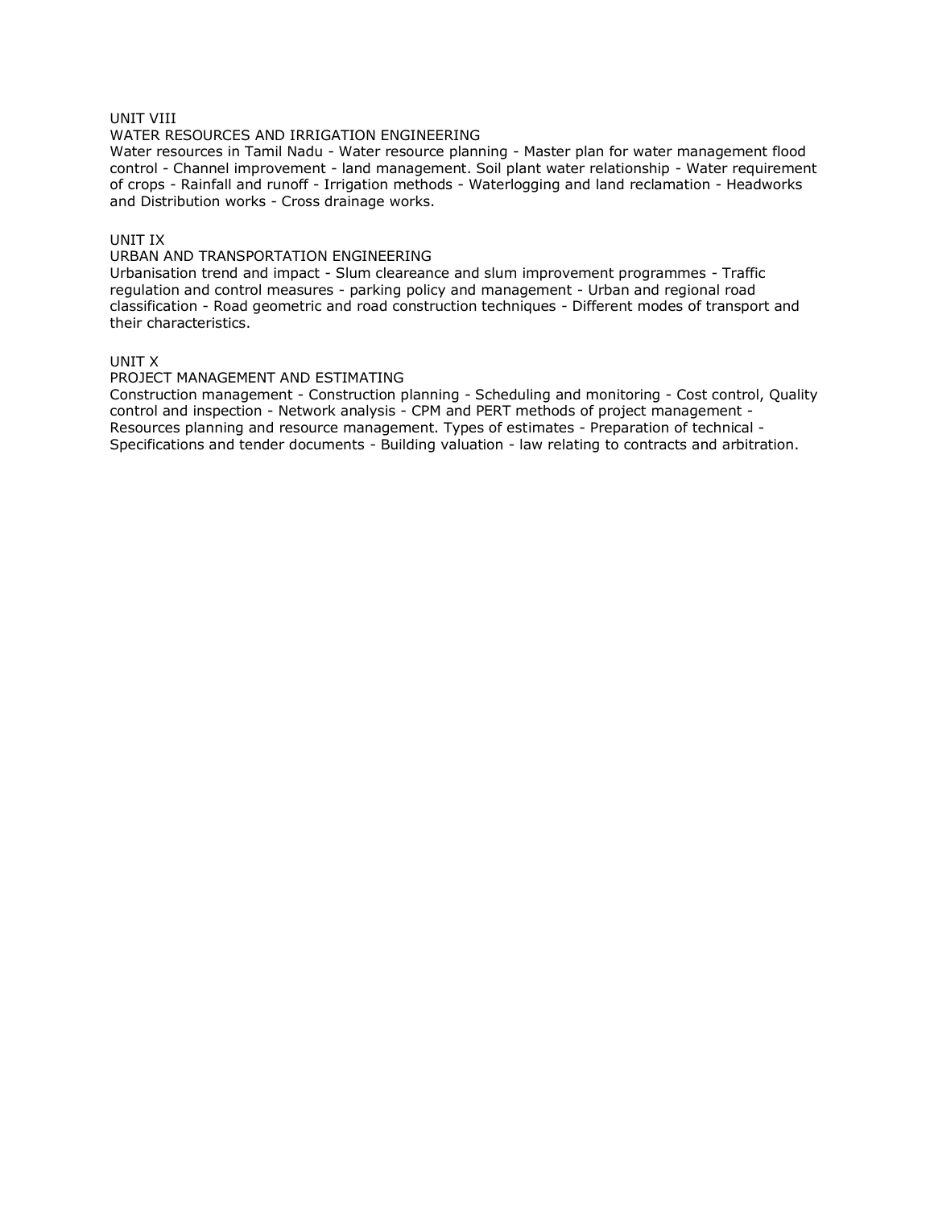UNIT VIII

WATER RESOURCES AND IRRIGATION ENGINEERING

Water resources in Tamil Nadu - Water resource planning - Master plan for water management flood control - Channel improvement - land management. Soil plant water relationship - Water requirement of crops - Rainfall and runoff - Irrigation methods - Waterlogging and land reclamation - Headworks and Distribution works - Cross drainage works.

UNIT IX

URBAN AND TRANSPORTATION ENGINEERING

Urbanisation trend and impact - Slum cleareance and slum improvement programmes - Traffic regulation and control measures - parking policy and management - Urban and regional road classification - Road geometric and road construction techniques - Different modes of transport and their characteristics.

UNIT X

PROJECT MANAGEMENT AND ESTIMATING

Construction management - Construction planning - Scheduling and monitoring - Cost control, Quality control and inspection - Network analysis - CPM and PERT methods of project management - Resources planning and resource management. Types of estimates - Preparation of technical - Specifications and tender documents - Building valuation - law relating to contracts and arbitration.